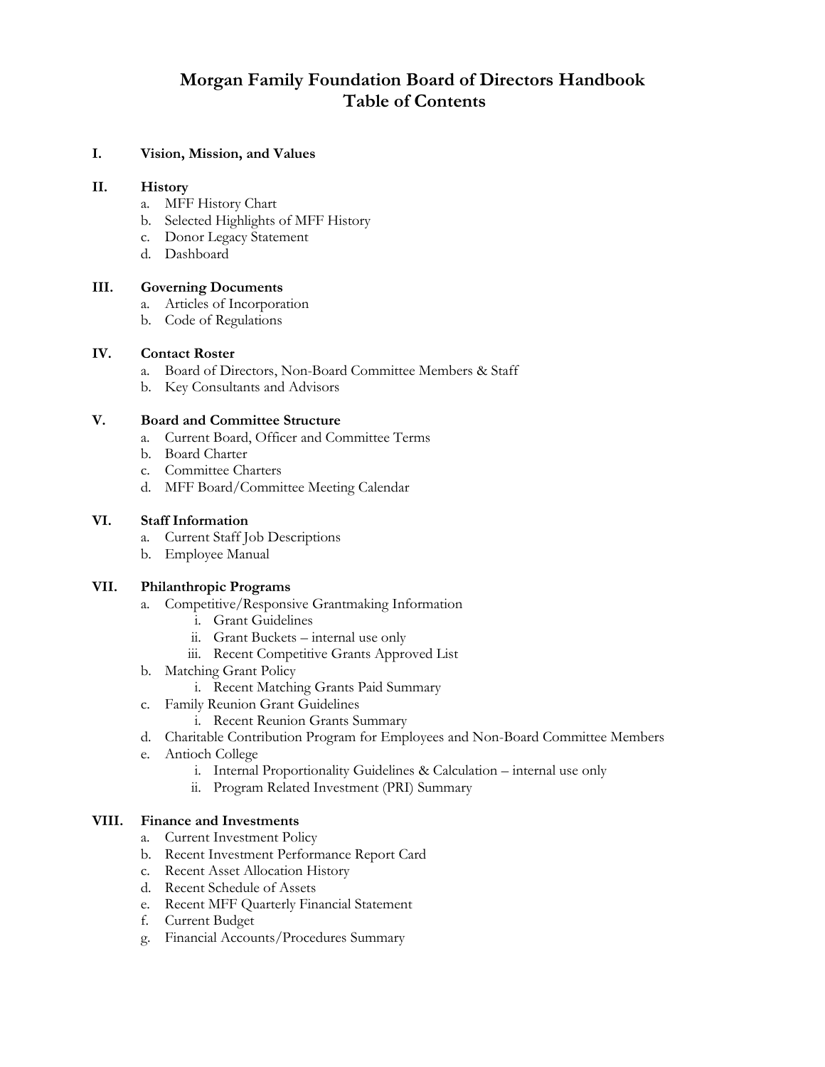# Morgan Family Foundation Board of Directors Handbook
# Table of Contents

**I. Vision, Mission, and Values**

**II. History**

a. MFF History Chart
b. Selected Highlights of MFF History
c. Donor Legacy Statement
d. Dashboard

**III. Governing Documents**

a. Articles of Incorporation
b. Code of Regulations

**IV. Contact Roster**

a. Board of Directors, Non-Board Committee Members & Staff
b. Key Consultants and Advisors

**V. Board and Committee Structure**

a. Current Board, Officer and Committee Terms
b. Board Charter
c. Committee Charters
d. MFF Board/Committee Meeting Calendar

**VI. Staff Information**

a. Current Staff Job Descriptions
b. Employee Manual

**VII. Philanthropic Programs**

a. Competitive/Responsive Grantmaking Information
   i. Grant Guidelines
   ii. Grant Buckets – internal use only
   iii. Recent Competitive Grants Approved List
b. Matching Grant Policy
   i. Recent Matching Grants Paid Summary
c. Family Reunion Grant Guidelines
   i. Recent Reunion Grants Summary
d. Charitable Contribution Program for Employees and Non-Board Committee Members
e. Antioch College
   i. Internal Proportionality Guidelines & Calculation – internal use only
   ii. Program Related Investment (PRI) Summary

**VIII. Finance and Investments**

a. Current Investment Policy
b. Recent Investment Performance Report Card
c. Recent Asset Allocation History
d. Recent Schedule of Assets
e. Recent MFF Quarterly Financial Statement
f. Current Budget
g. Financial Accounts/Procedures Summary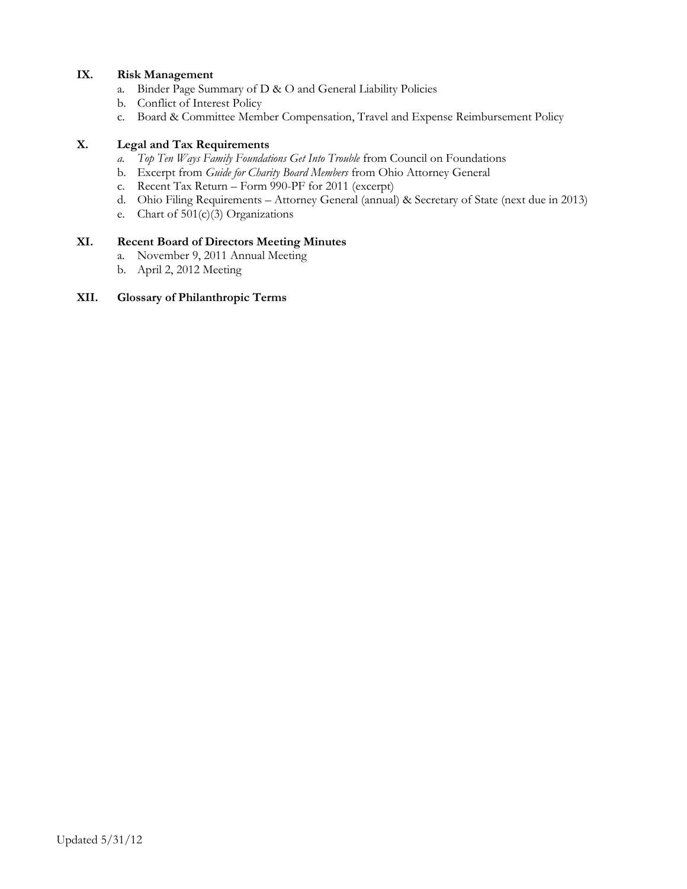**IX. Risk Management**

a. Binder Page Summary of D & O and General Liability Policies
b. Conflict of Interest Policy
c. Board & Committee Member Compensation, Travel and Expense Reimbursement Policy

**X. Legal and Tax Requirements**

*a. Top Ten Ways Family Foundations Get Into Trouble* from Council on Foundations
b. Excerpt from *Guide for Charity Board Members* from Ohio Attorney General
c. Recent Tax Return – Form 990-PF for 2011 (excerpt)
d. Ohio Filing Requirements – Attorney General (annual) & Secretary of State (next due in 2013)
e. Chart of 501(c)(3) Organizations

**XI. Recent Board of Directors Meeting Minutes**

a. November 9, 2011 Annual Meeting
b. April 2, 2012 Meeting

**XII. Glossary of Philanthropic Terms**

Updated 5/31/12